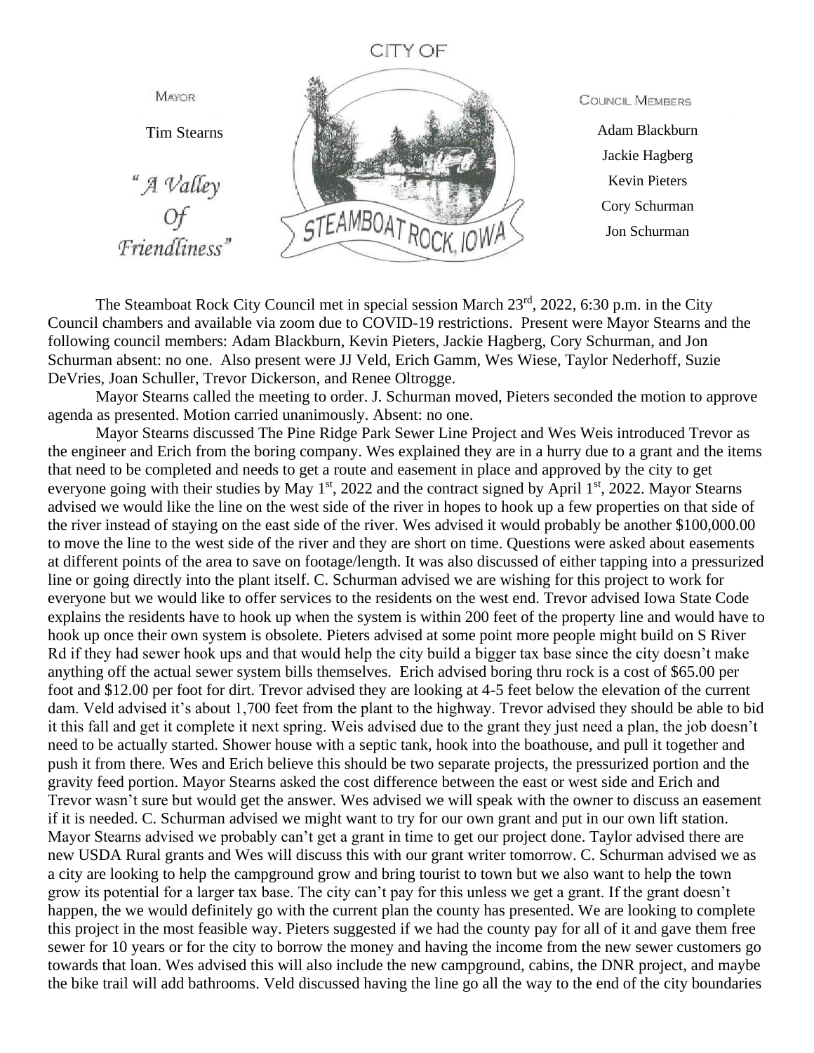CITY OF

MAYOR

Tim Stearns

*"A Valley Of Friendliness"*

STEAMBOAT ROCK, IOWA

COUNCIL MEMBERS

Adam Blackburn
Jackie Hagberg
Kevin Pieters
Cory Schurman
Jon Schurman

The Steamboat Rock City Council met in special session March 23rd, 2022, 6:30 p.m. in the City Council chambers and available via zoom due to COVID-19 restrictions. Present were Mayor Stearns and the following council members: Adam Blackburn, Kevin Pieters, Jackie Hagberg, Cory Schurman, and Jon Schurman absent: no one. Also present were JJ Veld, Erich Gamm, Wes Wiese, Taylor Nederhoff, Suzie DeVries, Joan Schuller, Trevor Dickerson, and Renee Oltrogge.

Mayor Stearns called the meeting to order. J. Schurman moved, Pieters seconded the motion to approve agenda as presented. Motion carried unanimously. Absent: no one.

Mayor Stearns discussed The Pine Ridge Park Sewer Line Project and Wes Weis introduced Trevor as the engineer and Erich from the boring company. Wes explained they are in a hurry due to a grant and the items that need to be completed and needs to get a route and easement in place and approved by the city to get everyone going with their studies by May 1st, 2022 and the contract signed by April 1st, 2022. Mayor Stearns advised we would like the line on the west side of the river in hopes to hook up a few properties on that side of the river instead of staying on the east side of the river. Wes advised it would probably be another $100,000.00 to move the line to the west side of the river and they are short on time. Questions were asked about easements at different points of the area to save on footage/length. It was also discussed of either tapping into a pressurized line or going directly into the plant itself. C. Schurman advised we are wishing for this project to work for everyone but we would like to offer services to the residents on the west end. Trevor advised Iowa State Code explains the residents have to hook up when the system is within 200 feet of the property line and would have to hook up once their own system is obsolete. Pieters advised at some point more people might build on S River Rd if they had sewer hook ups and that would help the city build a bigger tax base since the city doesn't make anything off the actual sewer system bills themselves. Erich advised boring thru rock is a cost of $65.00 per foot and $12.00 per foot for dirt. Trevor advised they are looking at 4-5 feet below the elevation of the current dam. Veld advised it's about 1,700 feet from the plant to the highway. Trevor advised they should be able to bid it this fall and get it complete it next spring. Weis advised due to the grant they just need a plan, the job doesn't need to be actually started. Shower house with a septic tank, hook into the boathouse, and pull it together and push it from there. Wes and Erich believe this should be two separate projects, the pressurized portion and the gravity feed portion. Mayor Stearns asked the cost difference between the east or west side and Erich and Trevor wasn't sure but would get the answer. Wes advised we will speak with the owner to discuss an easement if it is needed. C. Schurman advised we might want to try for our own grant and put in our own lift station. Mayor Stearns advised we probably can't get a grant in time to get our project done. Taylor advised there are new USDA Rural grants and Wes will discuss this with our grant writer tomorrow. C. Schurman advised we as a city are looking to help the campground grow and bring tourist to town but we also want to help the town grow its potential for a larger tax base. The city can't pay for this unless we get a grant. If the grant doesn't happen, the we would definitely go with the current plan the county has presented. We are looking to complete this project in the most feasible way. Pieters suggested if we had the county pay for all of it and gave them free sewer for 10 years or for the city to borrow the money and having the income from the new sewer customers go towards that loan. Wes advised this will also include the new campground, cabins, the DNR project, and maybe the bike trail will add bathrooms. Veld discussed having the line go all the way to the end of the city boundaries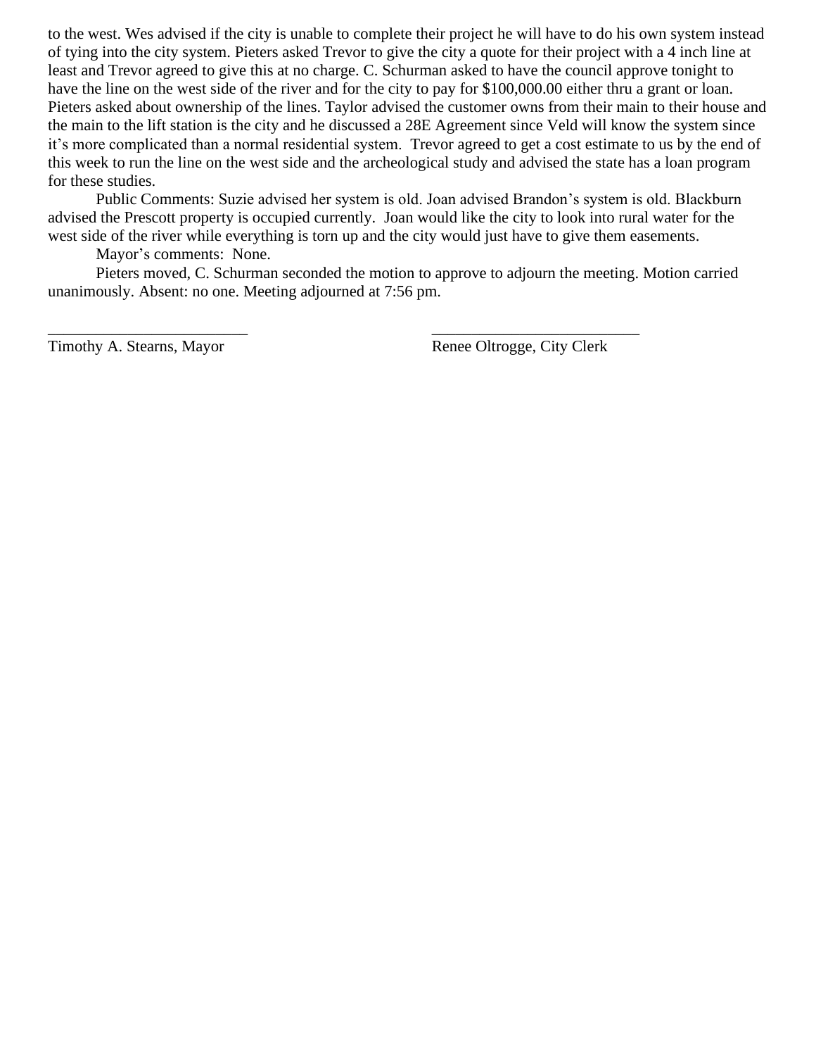to the west. Wes advised if the city is unable to complete their project he will have to do his own system instead of tying into the city system. Pieters asked Trevor to give the city a quote for their project with a 4 inch line at least and Trevor agreed to give this at no charge. C. Schurman asked to have the council approve tonight to have the line on the west side of the river and for the city to pay for $100,000.00 either thru a grant or loan. Pieters asked about ownership of the lines. Taylor advised the customer owns from their main to their house and the main to the lift station is the city and he discussed a 28E Agreement since Veld will know the system since it's more complicated than a normal residential system. Trevor agreed to get a cost estimate to us by the end of this week to run the line on the west side and the archeological study and advised the state has a loan program for these studies.

Public Comments: Suzie advised her system is old. Joan advised Brandon's system is old. Blackburn advised the Prescott property is occupied currently. Joan would like the city to look into rural water for the west side of the river while everything is torn up and the city would just have to give them easements.

Mayor's comments: None.

Pieters moved, C. Schurman seconded the motion to approve to adjourn the meeting. Motion carried unanimously. Absent: no one. Meeting adjourned at 7:56 pm.

_________________________ _________________________

Timothy A. Stearns, Mayor Renee Oltrogge, City Clerk